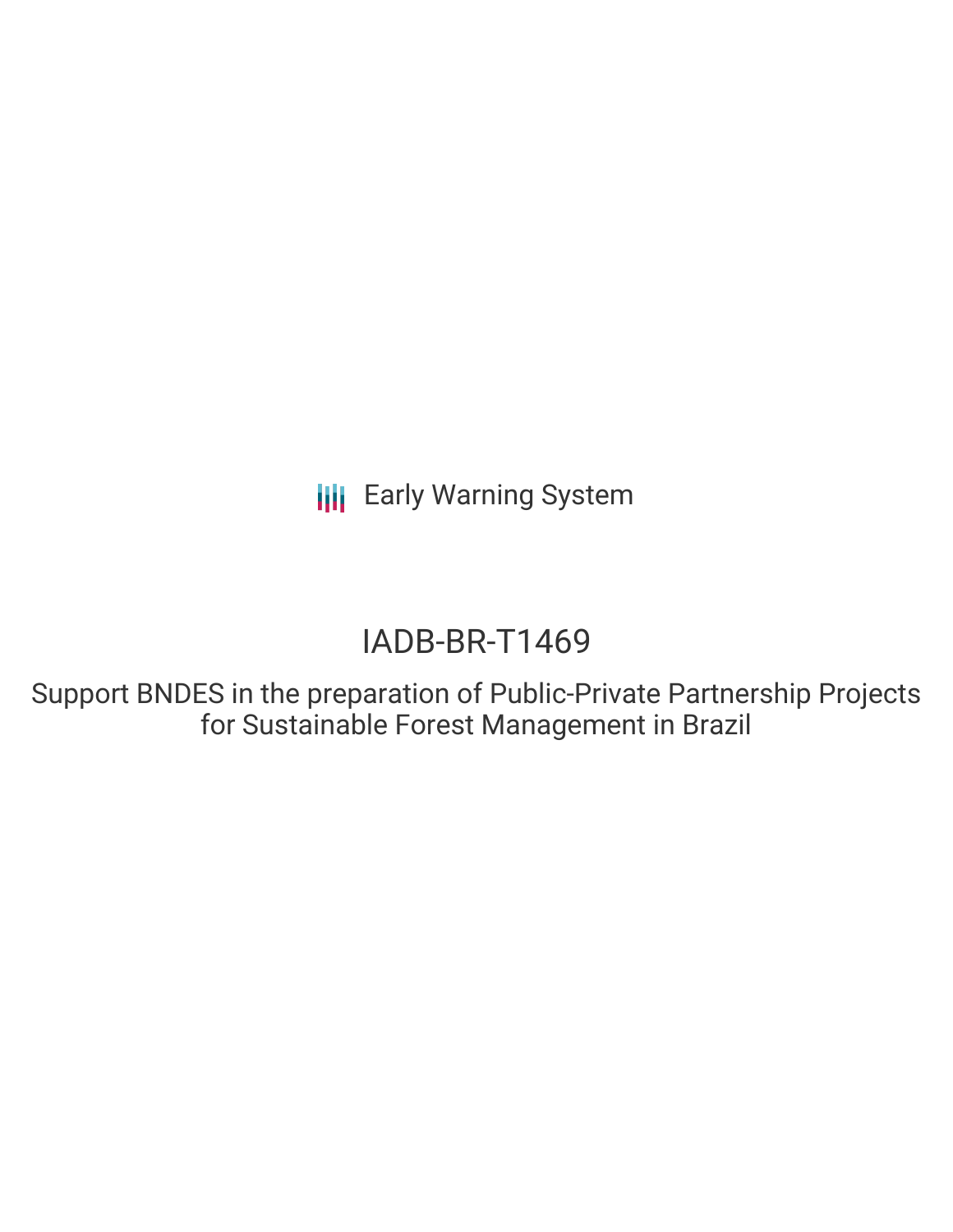Early Warning System

# IADB-BR-T1469

## Support BNDES in the preparation of Public-Private Partnership Projects for Sustainable Forest Management in Brazil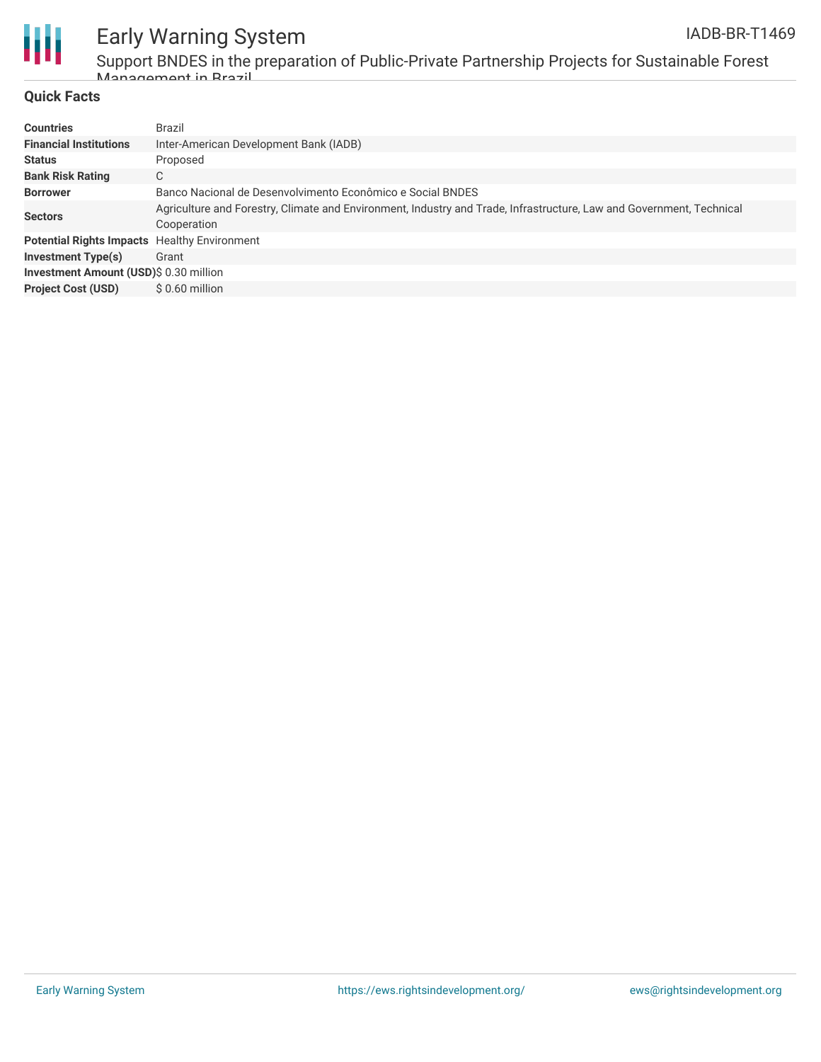## Quick Facts

| | |
|---|---|
| **Countries** | Brazil |
| **Financial Institutions** | Inter-American Development Bank (IADB) |
| **Status** | Proposed |
| **Bank Risk Rating** | C |
| **Borrower** | Banco Nacional de Desenvolvimento Econômico e Social BNDES |
| **Sectors** | Agriculture and Forestry, Climate and Environment, Industry and Trade, Infrastructure, Law and Government, Technical Cooperation |
| **Potential Rights Impacts** | Healthy Environment |
| **Investment Type(s)** | Grant |
| **Investment Amount (USD)** | $ 0.30 million |
| **Project Cost (USD)** | $ 0.60 million |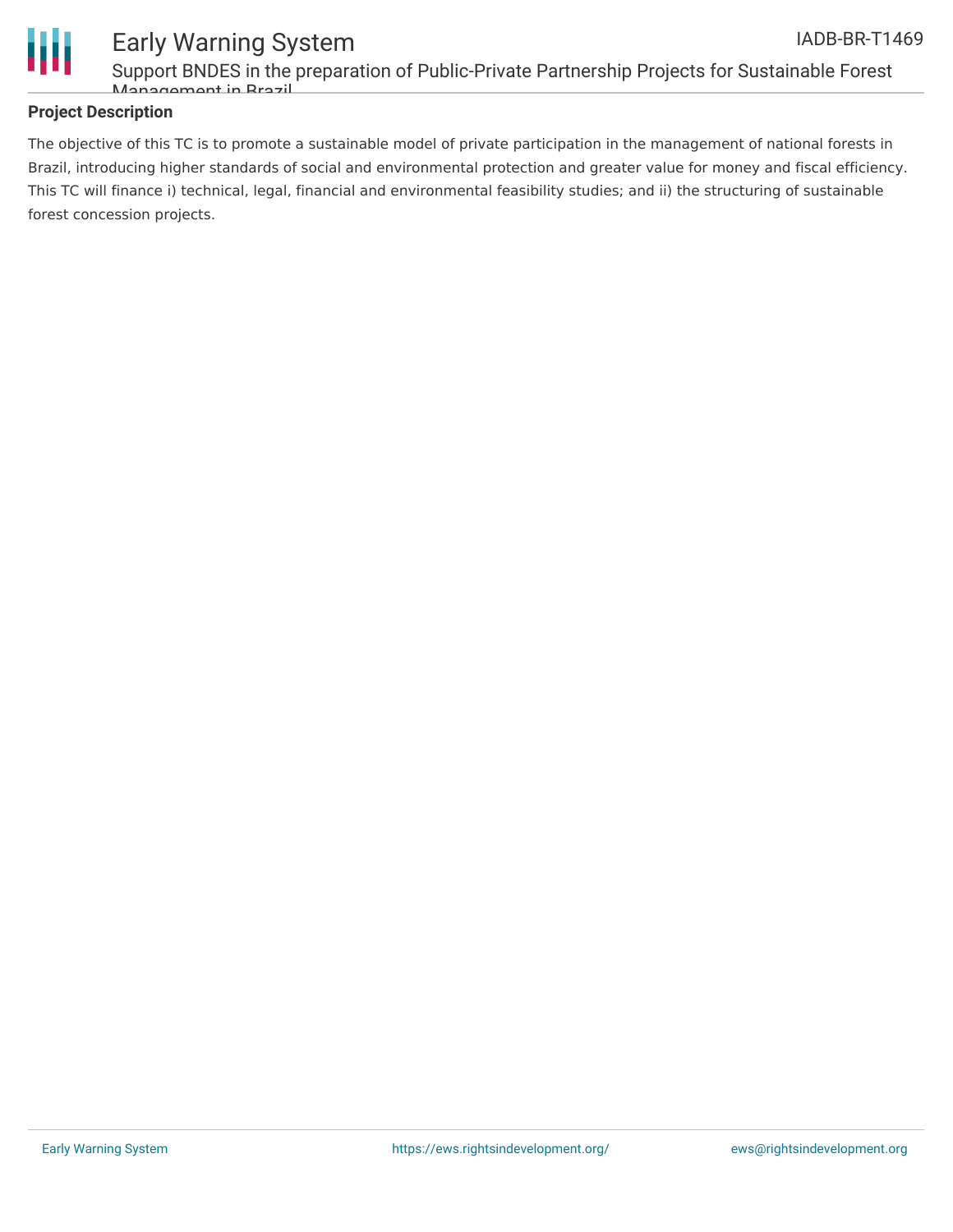**Project Description**

The objective of this TC is to promote a sustainable model of private participation in the management of national forests in Brazil, introducing higher standards of social and environmental protection and greater value for money and fiscal efficiency. This TC will finance i) technical, legal, financial and environmental feasibility studies; and ii) the structuring of sustainable forest concession projects.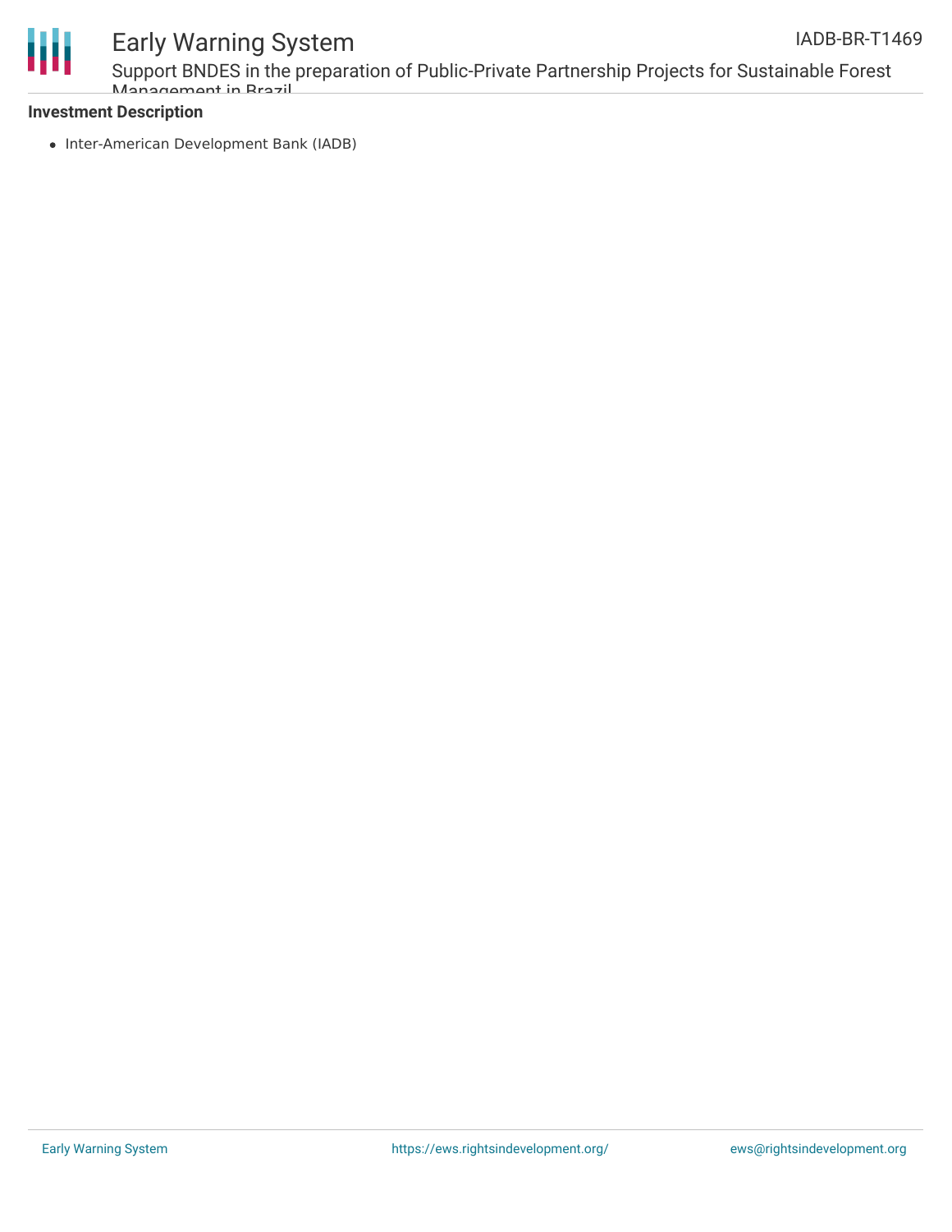**Investment Description**

- Inter-American Development Bank (IADB)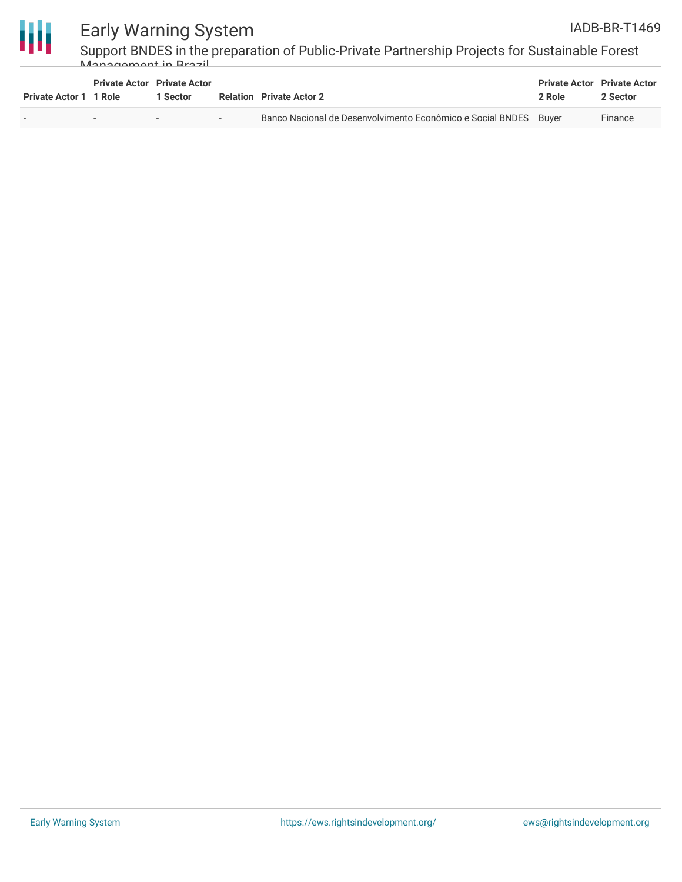| Private Actor 1 | Private Actor 1 Role | Private Actor 1 Sector | Relation | Private Actor 2 | Private Actor 2 Role | Private Actor 2 Sector |
|---|---|---|---|---|---|---|
| - | - | - | - | Banco Nacional de Desenvolvimento Econômico e Social BNDES | Buyer | Finance |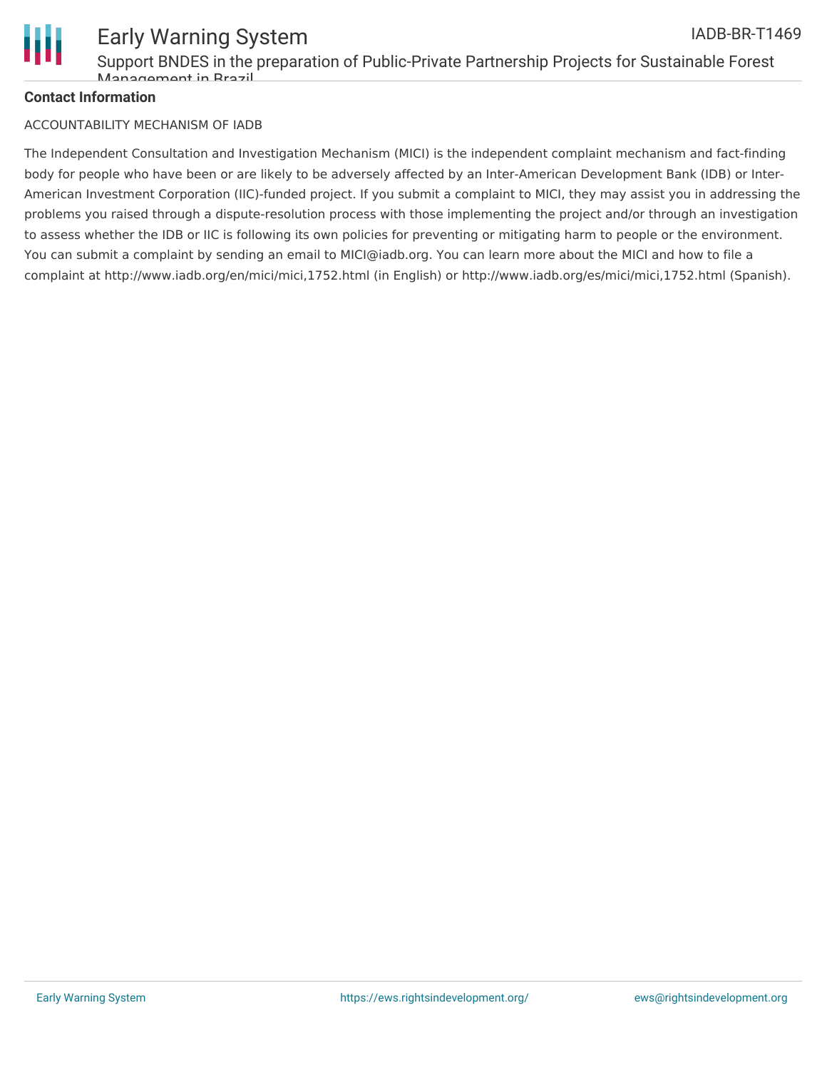**Contact Information**

ACCOUNTABILITY MECHANISM OF IADB

The Independent Consultation and Investigation Mechanism (MICI) is the independent complaint mechanism and fact-finding body for people who have been or are likely to be adversely affected by an Inter-American Development Bank (IDB) or Inter-American Investment Corporation (IIC)-funded project. If you submit a complaint to MICI, they may assist you in addressing the problems you raised through a dispute-resolution process with those implementing the project and/or through an investigation to assess whether the IDB or IIC is following its own policies for preventing or mitigating harm to people or the environment. You can submit a complaint by sending an email to MICI@iadb.org. You can learn more about the MICI and how to file a complaint at http://www.iadb.org/en/mici/mici,1752.html (in English) or http://www.iadb.org/es/mici/mici,1752.html (Spanish).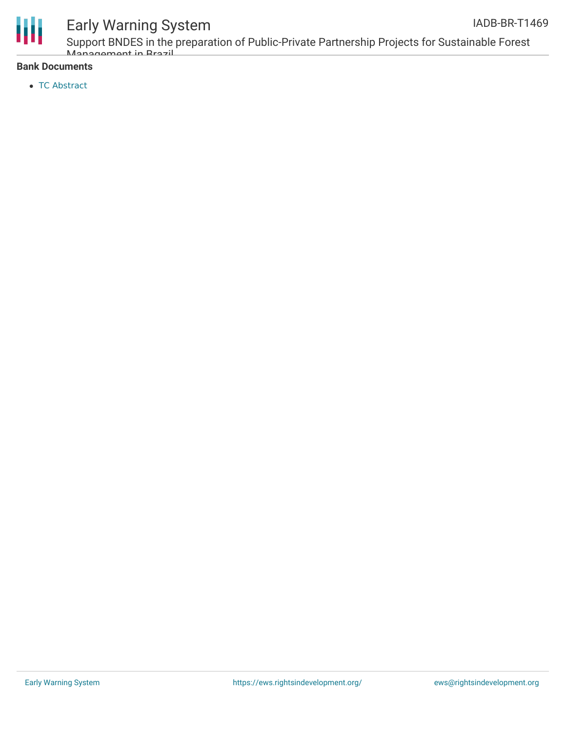**Bank Documents**

- TC Abstract